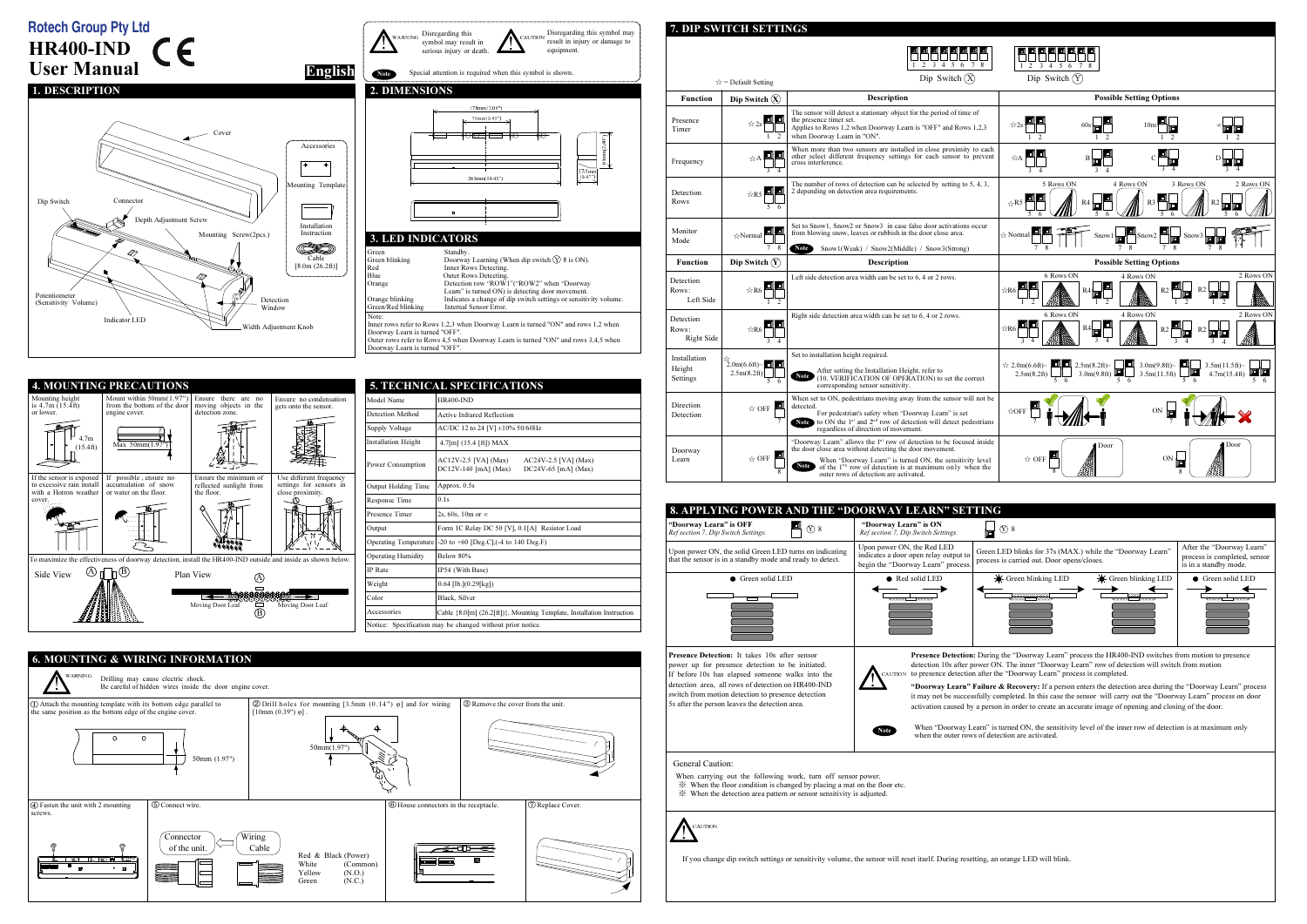Rotech Group Pty Ltd

# HR400-IND User Manual

English

WARNING: Disregarding this symbol may result in serious injury or death.

CAUTION: Disregarding this symbol may result in injury or damage to equipment.

Note: Special attention is required when this symbol is shown.

## 1. DESCRIPTION

Cover, Dip Switch, Connector, Depth Adjustment Screw, Mounting Screw(2pcs.), Potentiometer (Sensitivity Volume), Indicator LED, Detection Window, Width Adjustment Knob

Accessories: Mounting Template, Installation Instruction, Cable [8.0m (26.2ft)]

## 2. DIMENSIONS

178mm(7.01"), 75mm(2.95"), 263mm(10.35"), 62mm(2.44"), 37.5mm(1.47")

## 3. LED INDICATORS

| | |
|---|---|
| Green | Standby. |
| Green blinking | Doorway Learning (When dip switch Ⓨ 8 is ON). |
| Red | Inner Rows Detecting. |
| Blue | Outer Rows Detecting. |
| Orange | Detection row "ROW1"("ROW2" when "Doorway Learn" is turned ON) is detecting door movement. |
| Orange blinking | Indicates a change of dip switch settings or sensitivity volume. |
| Green/Red blinking | Internal Sensor Error. |

Note:
Inner rows refer to Rows 1,2,3 when Doorway Learn is turned "ON" and rows 1,2 when Doorway Learn is turned "OFF".
Outer rows refer to Rows 4,5 when Doorway Learn is turned "ON" and rows 3,4,5 when Doorway Learn is turned "OFF".

## 4. MOUNTING PRECAUTIONS

- Mounting height is 4.7m (15.4ft) or lower.
- Mount within 50mm(1.97") from the bottom of the door engine cover.
- Ensure there are no moving objects in the detection zone.
- Ensure no condensation gets onto the sensor.
- If the sensor is exposed to excessive rain install with a Hotron weather cover.
- If possible, ensure no accumulation of snow or water on the floor.
- Ensure the minimum of reflected sunlight from the floor.
- Use different frequency settings for sensors in close proximity.

To maximize the effectiveness of doorway detection, install the HR400-IND outside and inside as shown below.

Side View Ⓐ Ⓑ — Plan View: Moving Door Leaf / Moving Door Leaf

## 5. TECHNICAL SPECIFICATIONS

| | |
|---|---|
| Model Name | HR400-IND |
| Detection Method | Active Infrared Reflection |
| Supply Voltage | AC/DC 12 to 24 [V] ±10% 50/60Hz |
| Installation Height | 4.7[m] (15.4 [ft]) MAX |
| Power Consumption | AC12V-2.5 [VA] (Max) AC24V-2.5 [VA] (Max) DC12V-140 [mA] (Max) DC24V-65 [mA] (Max) |
| Output Holding Time | Approx. 0.5s |
| Response Time | 0.1s |
| Presence Timer | 2s, 60s, 10m or ∞ |
| Output | Form 1C Relay DC 50 [V], 0.1[A] Resistor Load |
| Operating Temperature | -20 to +60 [Deg.C],(-4 to 140 Deg.F) |
| Operating Humidity | Below 80% |
| IP Rate | IP54 (With Base) |
| Weight | 0.64 [lb.](0.29[kg]) |
| Color | Black, Silver |
| Accessories | Cable {8.0[m] (26.2[ft])}, Mounting Template, Installation Instruction |

Notice: Specification may be changed without prior notice.

## 6. MOUNTING & WIRING INFORMATION

WARNING: Drilling may cause electric shock. Be careful of hidden wires inside the door engine cover.

① Attach the mounting template with its bottom edge parallel to the same position as the bottom edge of the engine cover. (50mm (1.97"))

② Drill holes for mounting [3.5mm (0.14") φ] and for wiring [10mm (0.39") φ]. (50mm(1.97"))

③ Remove the cover from the unit.

④ Fasten the unit with 2 mounting screws.

⑤ Connect wire. Connector of the unit. Wiring Cable: Red & Black (Power), White (Common), Yellow (N.O.), Green (N.C.)

⑥ House connectors in the receptacle.

⑦ Replace Cover.

## 7. DIP SWITCH SETTINGS

☆ = Default Setting — Dip Switch Ⓧ, Dip Switch Ⓨ

| Function | Dip Switch Ⓧ | Description | Possible Setting Options |
|---|---|---|---|
| Presence Timer | ☆2s (1 2) | The sensor will detect a stationary object for the period of time of the presence timer set. Applies to Rows 1,2 when Doorway Learn is "OFF" and Rows 1,2,3 when Doorway Learn in "ON". | ☆2s, 60s, 10m, ∞ |
| Frequency | ☆A (3 4) | When more than two sensors are installed in close proximity to each other select different frequency settings for each sensor to prevent cross interference. | ☆A, B, C, D |
| Detection Rows | ☆R5 (5 6) | The number of rows of detection can be selected by setting to 5, 4, 3, 2 depending on detection area requirements. | ☆R5 5 Rows ON, R4 4 Rows ON, R3 3 Rows ON, R2 2 Rows ON |
| Monitor Mode | ☆Normal (7 8) | Set to Snow1, Snow2 or Snow3 in case false door activations occur from blowing snow, leaves or rubbish in the door close area. Note: Snow1(Weak) / Snow2(Middle) / Snow3(Strong) | ☆Normal, Snow1, Snow2, Snow3 |

| Function | Dip Switch Ⓨ | Description | Possible Setting Options |
|---|---|---|---|
| Detection Rows: Left Side | ☆R6 (1 2) | Left side detection area width can be set to 6, 4 or 2 rows. | ☆R6 6 Rows ON, R4 4 Rows ON, R2 / R2 2 Rows ON |
| Detection Rows: Right Side | ☆R6 (3 4) | Right side detection area width can be set to 6, 4 or 2 rows. | ☆R6 6 Rows ON, R4 4 Rows ON, R2 / R2 2 Rows ON |
| Installation Height Settings | ☆ 2.0m(6.6ft)~2.5m(8.2ft) (5 6) | Set to installation height required. Note: After setting the Installation Height, refer to (10. VERIFICATION OF OPERATION) to set the correct corresponding sensor sensitivity. | ☆ 2.0m(6.6ft)~2.5m(8.2ft), 2.5m(8.2ft)~3.0m(9.8ft), 3.0m(9.8ft)~3.5m(11.5ft), 3.5m(11.5ft)~4.7m(15.4ft) |
| Direction Detection | ☆ OFF (7) | When set to ON, pedestrians moving away from the sensor will not be detected. Note: For pedestrian's safety when "Doorway Learn" is set to ON the 1st and 2nd row of detection will detect pedestrians regardless of direction of movement. | ☆OFF, ON |
| Doorway Learn | ☆ OFF (8) | "Doorway Learn" allows the 1st row of detection to be focused inside the door close area without detecting the door movement. Note: When "Doorway Learn" is turned ON, the sensitivity level of the 1st row of detection is at maximum only when the outer rows of detection are activated. | ☆ OFF, ON |

## 8. APPLYING POWER AND THE "DOORWAY LEARN" SETTING

**"Doorway Learn" is OFF** (Ⓨ 8) *Ref section 7, Dip Switch Settings.*

Upon power ON, the solid Green LED turns on indicating that the sensor is in a standby mode and ready to detect.

● Green solid LED

**"Doorway Learn" is ON** (Ⓨ 8) *Ref section 7, Dip Switch Settings.*

| Upon power ON, the Red LED indicates a door open relay output to begin the "Doorway Learn" process. | Green LED blinks for 37s (MAX.) while the "Doorway Learn" process is carried out. Door opens/closes. | After the "Doorway Learn" process is completed, sensor is in a standby mode. |
|---|---|---|
| ● Red solid LED | Green blinking LED / Green blinking LED | ● Green solid LED |

**Presence Detection:** It takes 10s after sensor power up for presence detection to be initiated. If before 10s has elapsed someone walks into the detection area, all rows of detection on HR400-IND switch from motion detection to presence detection 5s after the person leaves the detection area.

CAUTION

**Presence Detection:** During the "Doorway Learn" process the HR400-IND switches from motion to presence detection 10s after power ON. The inner "Doorway Learn" row of detection will switch from motion to presence detection after the "Doorway Learn" process is completed.

**"Doorway Learn" Failure & Recovery:** If a person enters the detection area during the "Doorway Learn" process it may not be successfully completed. In this case the sensor will carry out the "Doorway Learn" process on door activation caused by a person in order to create an accurate image of opening and closing of the door.

Note: When "Doorway Learn" is turned ON, the sensitivity level of the inner row of detection is at maximum only when the outer rows of detection are activated.

General Caution:

When carrying out the following work, turn off sensor power.
※ When the floor condition is changed by placing a mat on the floor etc.
※ When the detection area pattern or sensor sensitivity is adjusted.

CAUTION

If you change dip switch settings or sensitivity volume, the sensor will reset itself. During resetting, an orange LED will blink.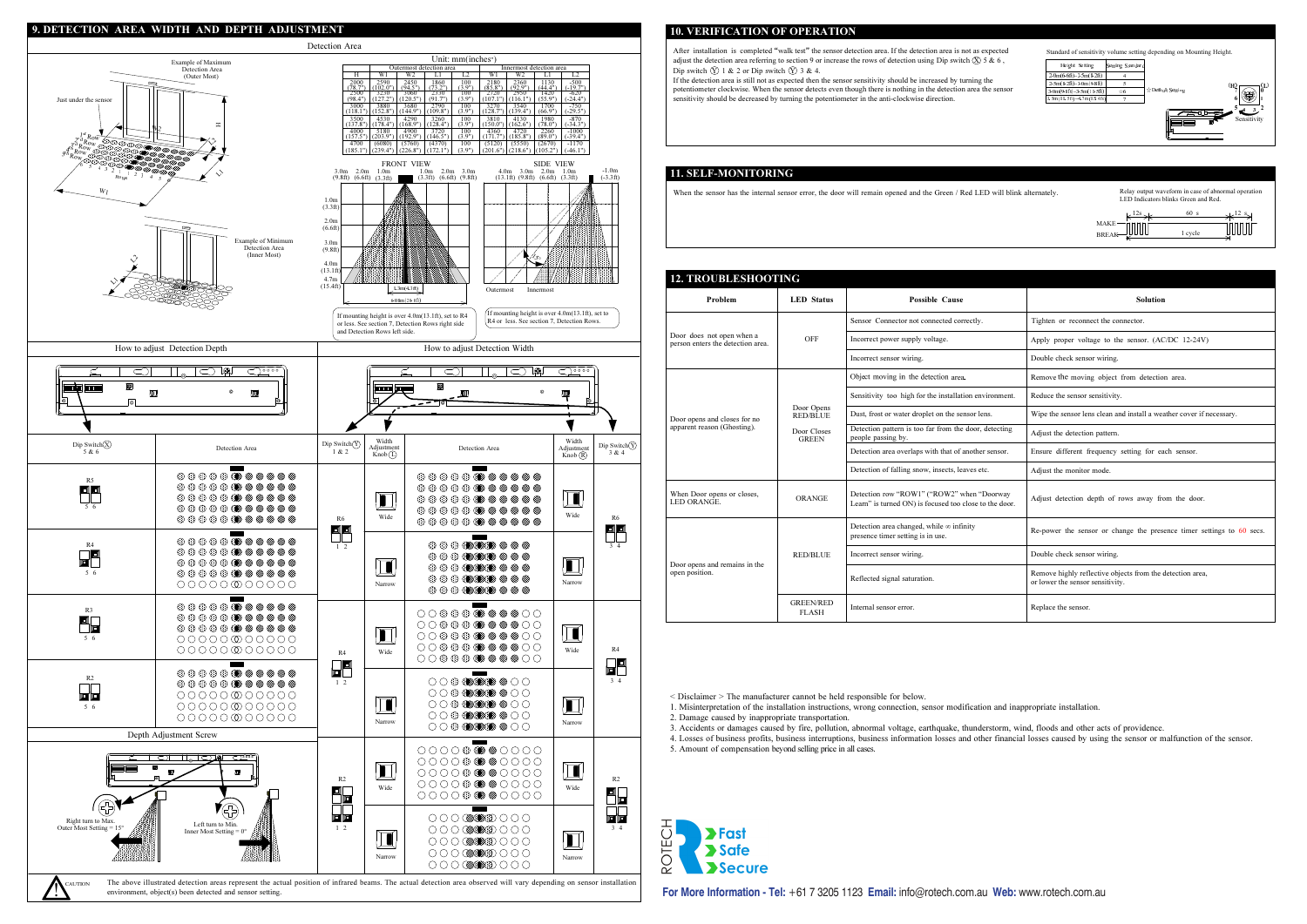## 9. DETECTION AREA WIDTH AND DEPTH ADJUSTMENT

Detection Area

Example of Maximum Detection Area (Outer Most)

Just under the sensor

1st Row
2nd Row
3rd Row
4th Row

W1
W2
H
L1
L2

Example of Minimum Detection Area (Inner Most)

Unit: mm(inches")

| H | Outermost detection area | | | | Innermost detection area | | | |
|---|---|---|---|---|---|---|---|---|
| | W1 | W2 | L1 | L2 | W1 | W2 | L1 | L2 |
| 2000 (78.7") | 2590 (102.0") | 2450 (94.5") | 1860 (73.2") | 100 (3.9") | 2180 (85.8") | 2360 (92.9") | 1130 (44.4") | -500 (-19.7") |
| 2500 (98.4") | 3230 (127.2") | 3060 (120.5") | 2330 (91.7") | 100 (3.9") | 2720 (107.1") | 2950 (116.1") | 1420 (55.9") | -620 (-24.4") |
| 3000 (118.1") | 3880 (152.8") | 3680 (144.9") | 2790 (109.8") | 100 (3.9") | 3270 (128.7") | 3540 (139.4") | 1700 (66.9") | -750 (-29.5") |
| 3500 (137.8") | 4530 (178.4") | 4290 (168.9") | 3260 (128.4") | 100 (3.9") | 3810 (150.0") | 4130 (162.6") | 1980 (78.0") | -870 (-34.3") |
| 4000 (157.5") | 5180 (203.9") | 4900 (192.9") | 3720 (146.5") | 100 (3.9") | 4360 (171.7") | 4720 (185.8") | 2260 (89.0") | -1000 (-39.4") |
| 4700 (185.1") | (6080) (239.4") | (5760) (226.8") | (4370) (172.1") | 100 (3.9") | (5120) (201.6") | (5550) (218.6") | (2670) (105.2") | -1170 (-46.1") |

FRONT VIEW
3.0m (9.8ft) 2.0m (6.6ft) 1.0m (3.3ft) 1.0m (3.3ft) 2.0m (6.6ft) 3.0m (9.8ft)
1.0m (3.3ft)
2.0m (6.6ft)
3.0m (9.8ft)
4.0m (13.1ft)
4.7m (15.4ft)
1.3m(4.3ft)
6.0m(19.6ft)

SIDE VIEW
4.0m (13.1ft) 3.0m (9.8ft) 2.0m (6.6ft) 1.0m (3.3ft) -1.0m (-3.3ft)
Outermost Innermost

If mounting height is over 4.0m(13.1ft), set to R4 or less. See section 7, Detection Rows right side and Detection Rows left side.

If mounting height is over 4.0m(13.1ft), set to R4 or less. See section 7, Detection Rows.

### How to adjust Detection Depth

| Dip Switch(X) 5 & 6 | Detection Area |
|---|---|
| R5 | |
| R4 | |
| R3 | |
| R2 | |

Depth Adjustment Screw

Right turn to Max. Outer Most Setting = 15°

Left turn to Min. Inner Most Setting = 0°

### How to adjust Detection Width

| Dip Switch(Y) 1 & 2 | Width Adjustment Knob (L) | Detection Area | Width Adjustment Knob (R) | Dip Switch(Y) 3 & 4 |
|---|---|---|---|---|
| R6 | Wide | | Wide | R6 |
| | Narrow | | Narrow | |
| R4 | Wide | | Wide | R4 |
| | Narrow | | Narrow | |
| R2 | Wide | | Wide | R2 |
| | Narrow | | Narrow | |

CAUTION The above illustrated detection areas represent the actual position of infrared beams. The actual detection area observed will vary depending on sensor installation environment, object(s) been detected and sensor setting.

## 10. VERIFICATION OF OPERATION

After installation is completed "walk test" the sensor detection area. If the detection area is not as expected adjust the detection area referring to section 9 or increase the rows of detection using Dip switch (X) 5 & 6 , Dip switch (Y) 1 & 2 or Dip switch (Y) 3 & 4.
If the detection area is still not as expected then the sensor sensitivity should be increased by turning the potentiometer clockwise. When the sensor detects even though there is nothing in the detection area the sensor sensitivity should be decreased by turning the potentiometer in the anti-clockwise direction.

Standard of sensitivity volume setting depending on Mounting Height.

| Height Setting | Sensing Standard |
|---|---|
| 2.0m(6.6ft) - 2.5m(8.2ft) | 4 |
| 2.5m(8.2ft) - 3.0m(9.8ft) | 5 |
| 3.0m(9.8ft) - 3.5m(11.5ft) | ☆6 |
| 3.5m(11.5ft) - 4.7m(15.4ft) | 7 |

☆Default Setting

(H) (L) Sensitivity

## 11. SELF-MONITORING

When the sensor has the internal sensor error, the door will remain opened and the Green / Red LED will blink alternately.

Relay output waveform in case of abnormal operation
LED Indicators blinks Green and Red.

12s 60 s 12 s
MAKE
BREAK
1 cycle

## 12. TROUBLESHOOTING

| Problem | LED Status | Possible Cause | Solution |
|---|---|---|---|
| Door does not open when a person enters the detection area. | OFF | Sensor Connector not connected correctly. | Tighten or reconnect the connector. |
| | | Incorrect power supply voltage. | Apply proper voltage to the sensor. (AC/DC 12-24V) |
| | | Incorrect sensor wiring. | Double check sensor wiring. |
| Door opens and closes for no apparent reason (Ghosting). | Door Opens RED/BLUE<br>Door Closes GREEN | Object moving in the detection area. | Remove the moving object from detection area. |
| | | Sensitivity too high for the installation environment. | Reduce the sensor sensitivity. |
| | | Dust, frost or water droplet on the sensor lens. | Wipe the sensor lens clean and install a weather cover if necessary. |
| | | Detection pattern is too far from the door, detecting people passing by. | Adjust the detection pattern. |
| | | Detection area overlaps with that of another sensor. | Ensure different frequency setting for each sensor. |
| | | Detection of falling snow, insects, leaves etc. | Adjust the monitor mode. |
| When Door opens or closes, LED ORANGE. | ORANGE | Detection row "ROW1" ("ROW2" when "Doorway Learn" is turned ON) is focused too close to the door. | Adjust detection depth of rows away from the door. |
| Door opens and remains in the open position. | RED/BLUE | Detection area changed, while ∞ infinity presence timer setting is in use. | Re-power the sensor or change the presence timer settings to 60 secs. |
| | | Incorrect sensor wiring. | Double check sensor wiring. |
| | | Reflected signal saturation. | Remove highly reflective objects from the detection area, or lower the sensor sensitivity. |
| | GREEN/RED FLASH | Internal sensor error. | Replace the sensor. |

< Disclaimer > The manufacturer cannot be held responsible for below.
1. Misinterpretation of the installation instructions, wrong connection, sensor modification and inappropriate installation.
2. Damage caused by inappropriate transportation.
3. Accidents or damages cause by fire, pollution, abnormal voltage, earthquake, thunderstorm, wind, floods and other acts of providence.
4. Losses of business profits, business interruptions, business information losses and other financial losses caused by using the sensor or malfunction of the sensor.
5. Amount of compensation beyond selling price in all cases.

ROTECH Fast Safe Secure

**For More Information - Tel:** +61 7 3205 1123 **Email:** info@rotech.com.au **Web:** www.rotech.com.au